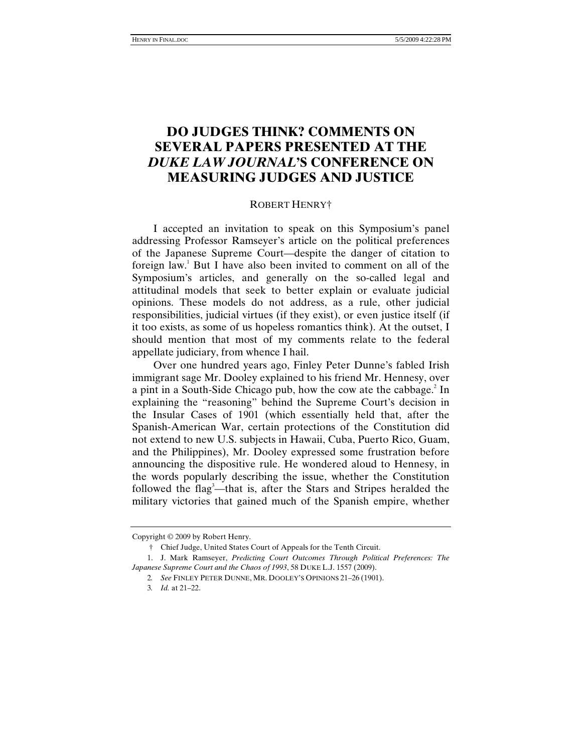# DO JUDGES THINK? COMMENTS ON SEVERAL PAPERS PRESENTED AT THE *DUKE LAW JOURNAL*'S CONFERENCE ON MEASURING JUDGES AND JUSTICE

ROBERT HENRY†

I accepted an invitation to speak on this Symposium's panel addressing Professor Ramseyer's article on the political preferences of the Japanese Supreme Court—despite the danger of citation to foreign law.[1] But I have also been invited to comment on all of the Symposium's articles, and generally on the so-called legal and attitudinal models that seek to better explain or evaluate judicial opinions. These models do not address, as a rule, other judicial responsibilities, judicial virtues (if they exist), or even justice itself (if it too exists, as some of us hopeless romantics think). At the outset, I should mention that most of my comments relate to the federal appellate judiciary, from whence I hail.

Over one hundred years ago, Finley Peter Dunne's fabled Irish immigrant sage Mr. Dooley explained to his friend Mr. Hennesy, over a pint in a South-Side Chicago pub, how the cow ate the cabbage.[2] In explaining the "reasoning" behind the Supreme Court's decision in the Insular Cases of 1901 (which essentially held that, after the Spanish-American War, certain protections of the Constitution did not extend to new U.S. subjects in Hawaii, Cuba, Puerto Rico, Guam, and the Philippines), Mr. Dooley expressed some frustration before announcing the dispositive rule. He wondered aloud to Hennesy, in the words popularly describing the issue, whether the Constitution followed the flag[3]—that is, after the Stars and Stripes heralded the military victories that gained much of the Spanish empire, whether

---

Copyright © 2009 by Robert Henry.

† Chief Judge, United States Court of Appeals for the Tenth Circuit.

1. J. Mark Ramseyer, *Predicting Court Outcomes Through Political Preferences: The Japanese Supreme Court and the Chaos of 1993*, 58 DUKE L.J. 1557 (2009).

2. *See* FINLEY PETER DUNNE, MR. DOOLEY'S OPINIONS 21–26 (1901).

3. *Id.* at 21–22.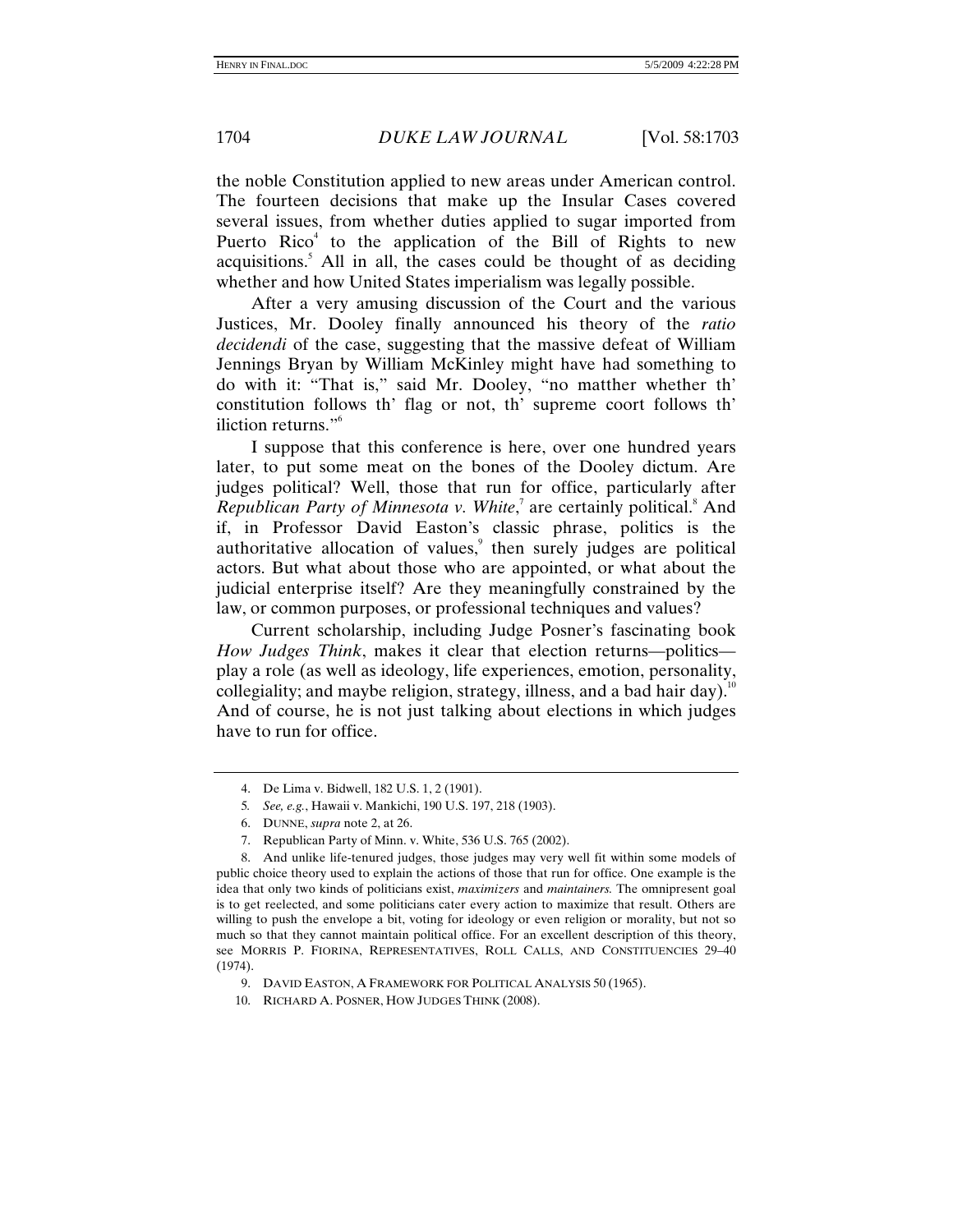the noble Constitution applied to new areas under American control. The fourteen decisions that make up the Insular Cases covered several issues, from whether duties applied to sugar imported from Puerto Rico[4] to the application of the Bill of Rights to new acquisitions.[5] All in all, the cases could be thought of as deciding whether and how United States imperialism was legally possible.

After a very amusing discussion of the Court and the various Justices, Mr. Dooley finally announced his theory of the *ratio decidendi* of the case, suggesting that the massive defeat of William Jennings Bryan by William McKinley might have had something to do with it: "That is," said Mr. Dooley, "no matther whether th' constitution follows th' flag or not, th' supreme coort follows th' iliction returns."[6]

I suppose that this conference is here, over one hundred years later, to put some meat on the bones of the Dooley dictum. Are judges political? Well, those that run for office, particularly after *Republican Party of Minnesota v. White*,[7] are certainly political.[8] And if, in Professor David Easton's classic phrase, politics is the authoritative allocation of values,[9] then surely judges are political actors. But what about those who are appointed, or what about the judicial enterprise itself? Are they meaningfully constrained by the law, or common purposes, or professional techniques and values?

Current scholarship, including Judge Posner's fascinating book *How Judges Think*, makes it clear that election returns—politics—play a role (as well as ideology, life experiences, emotion, personality, collegiality; and maybe religion, strategy, illness, and a bad hair day).[10] And of course, he is not just talking about elections in which judges have to run for office.

---

4. De Lima v. Bidwell, 182 U.S. 1, 2 (1901).

5. *See, e.g.*, Hawaii v. Mankichi, 190 U.S. 197, 218 (1903).

6. DUNNE, *supra* note 2, at 26.

7. Republican Party of Minn. v. White, 536 U.S. 765 (2002).

8. And unlike life-tenured judges, those judges may very well fit within some models of public choice theory used to explain the actions of those that run for office. One example is the idea that only two kinds of politicians exist, *maximizers* and *maintainers*. The omnipresent goal is to get reelected, and some politicians cater every action to maximize that result. Others are willing to push the envelope a bit, voting for ideology or even religion or morality, but not so much so that they cannot maintain political office. For an excellent description of this theory, see MORRIS P. FIORINA, REPRESENTATIVES, ROLL CALLS, AND CONSTITUENCIES 29–40 (1974).

9. DAVID EASTON, A FRAMEWORK FOR POLITICAL ANALYSIS 50 (1965).

10. RICHARD A. POSNER, HOW JUDGES THINK (2008).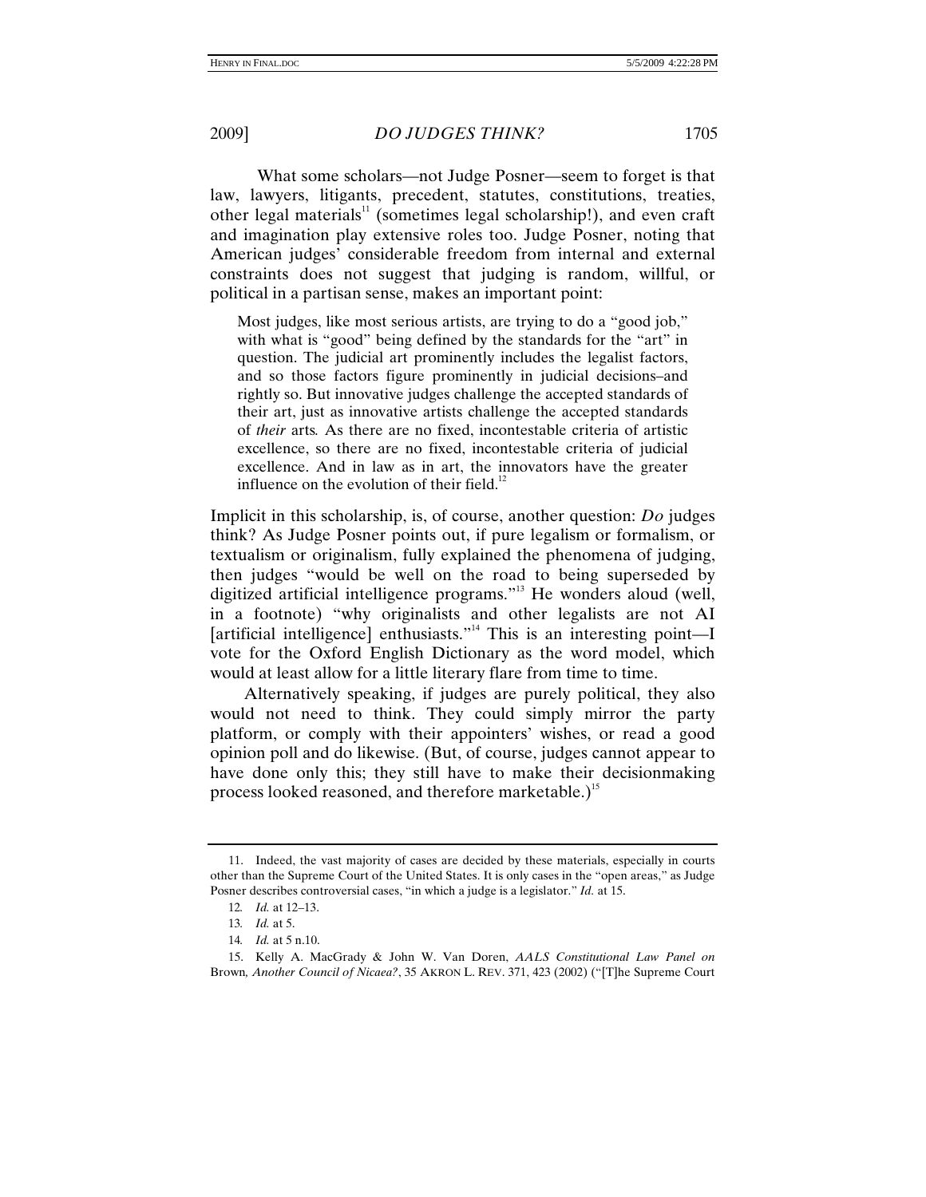What some scholars—not Judge Posner—seem to forget is that law, lawyers, litigants, precedent, statutes, constitutions, treaties, other legal materials[11] (sometimes legal scholarship!), and even craft and imagination play extensive roles too. Judge Posner, noting that American judges' considerable freedom from internal and external constraints does not suggest that judging is random, willful, or political in a partisan sense, makes an important point:

> Most judges, like most serious artists, are trying to do a "good job," with what is "good" being defined by the standards for the "art" in question. The judicial art prominently includes the legalist factors, and so those factors figure prominently in judicial decisions–and rightly so. But innovative judges challenge the accepted standards of their art, just as innovative artists challenge the accepted standards of *their* arts. As there are no fixed, incontestable criteria of artistic excellence, so there are no fixed, incontestable criteria of judicial excellence. And in law as in art, the innovators have the greater influence on the evolution of their field.[12]

Implicit in this scholarship, is, of course, another question: *Do* judges think? As Judge Posner points out, if pure legalism or formalism, or textualism or originalism, fully explained the phenomena of judging, then judges "would be well on the road to being superseded by digitized artificial intelligence programs."[13] He wonders aloud (well, in a footnote) "why originalists and other legalists are not AI [artificial intelligence] enthusiasts."[14] This is an interesting point—I vote for the Oxford English Dictionary as the word model, which would at least allow for a little literary flare from time to time.

Alternatively speaking, if judges are purely political, they also would not need to think. They could simply mirror the party platform, or comply with their appointers' wishes, or read a good opinion poll and do likewise. (But, of course, judges cannot appear to have done only this; they still have to make their decisionmaking process looked reasoned, and therefore marketable.)[15]

---

11. Indeed, the vast majority of cases are decided by these materials, especially in courts other than the Supreme Court of the United States. It is only cases in the "open areas," as Judge Posner describes controversial cases, "in which a judge is a legislator." *Id.* at 15.

12. *Id.* at 12–13.

13. *Id.* at 5.

14. *Id.* at 5 n.10.

15. Kelly A. MacGrady & John W. Van Doren, *AALS Constitutional Law Panel on* Brown*, Another Council of Nicaea?*, 35 AKRON L. REV. 371, 423 (2002) ("[T]he Supreme Court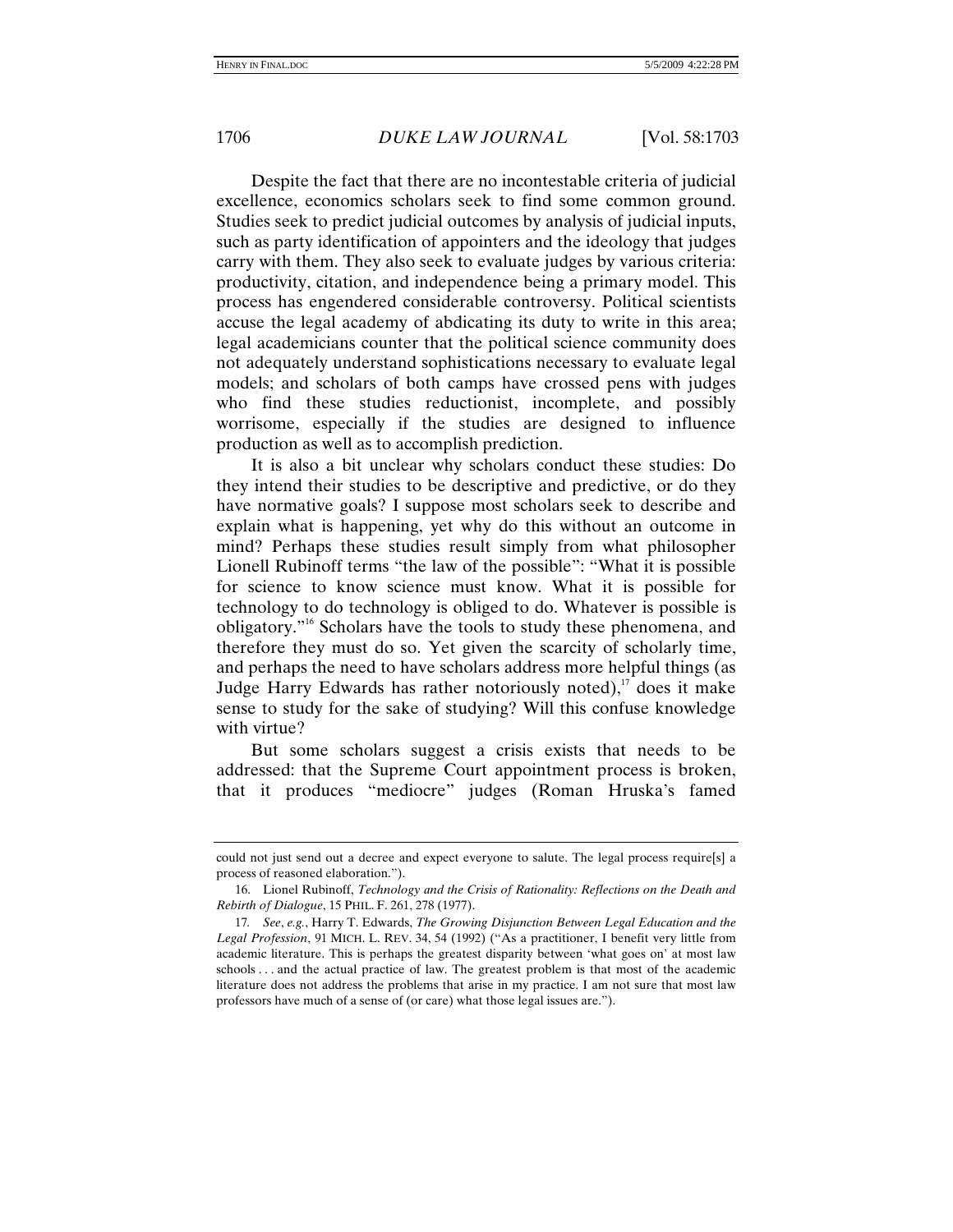Despite the fact that there are no incontestable criteria of judicial excellence, economics scholars seek to find some common ground. Studies seek to predict judicial outcomes by analysis of judicial inputs, such as party identification of appointers and the ideology that judges carry with them. They also seek to evaluate judges by various criteria: productivity, citation, and independence being a primary model. This process has engendered considerable controversy. Political scientists accuse the legal academy of abdicating its duty to write in this area; legal academicians counter that the political science community does not adequately understand sophistications necessary to evaluate legal models; and scholars of both camps have crossed pens with judges who find these studies reductionist, incomplete, and possibly worrisome, especially if the studies are designed to influence production as well as to accomplish prediction.

It is also a bit unclear why scholars conduct these studies: Do they intend their studies to be descriptive and predictive, or do they have normative goals? I suppose most scholars seek to describe and explain what is happening, yet why do this without an outcome in mind? Perhaps these studies result simply from what philosopher Lionell Rubinoff terms "the law of the possible": "What it is possible for science to know science must know. What it is possible for technology to do technology is obliged to do. Whatever is possible is obligatory."[16] Scholars have the tools to study these phenomena, and therefore they must do so. Yet given the scarcity of scholarly time, and perhaps the need to have scholars address more helpful things (as Judge Harry Edwards has rather notoriously noted),[17] does it make sense to study for the sake of studying? Will this confuse knowledge with virtue?

But some scholars suggest a crisis exists that needs to be addressed: that the Supreme Court appointment process is broken, that it produces "mediocre" judges (Roman Hruska's famed

---

could not just send out a decree and expect everyone to salute. The legal process require[s] a process of reasoned elaboration.").

16. Lionel Rubinoff, *Technology and the Crisis of Rationality: Reflections on the Death and Rebirth of Dialogue*, 15 PHIL. F. 261, 278 (1977).

17. *See*, *e.g.*, Harry T. Edwards, *The Growing Disjunction Between Legal Education and the Legal Profession*, 91 MICH. L. REV. 34, 54 (1992) ("As a practitioner, I benefit very little from academic literature. This is perhaps the greatest disparity between 'what goes on' at most law schools . . . and the actual practice of law. The greatest problem is that most of the academic literature does not address the problems that arise in my practice. I am not sure that most law professors have much of a sense of (or care) what those legal issues are.").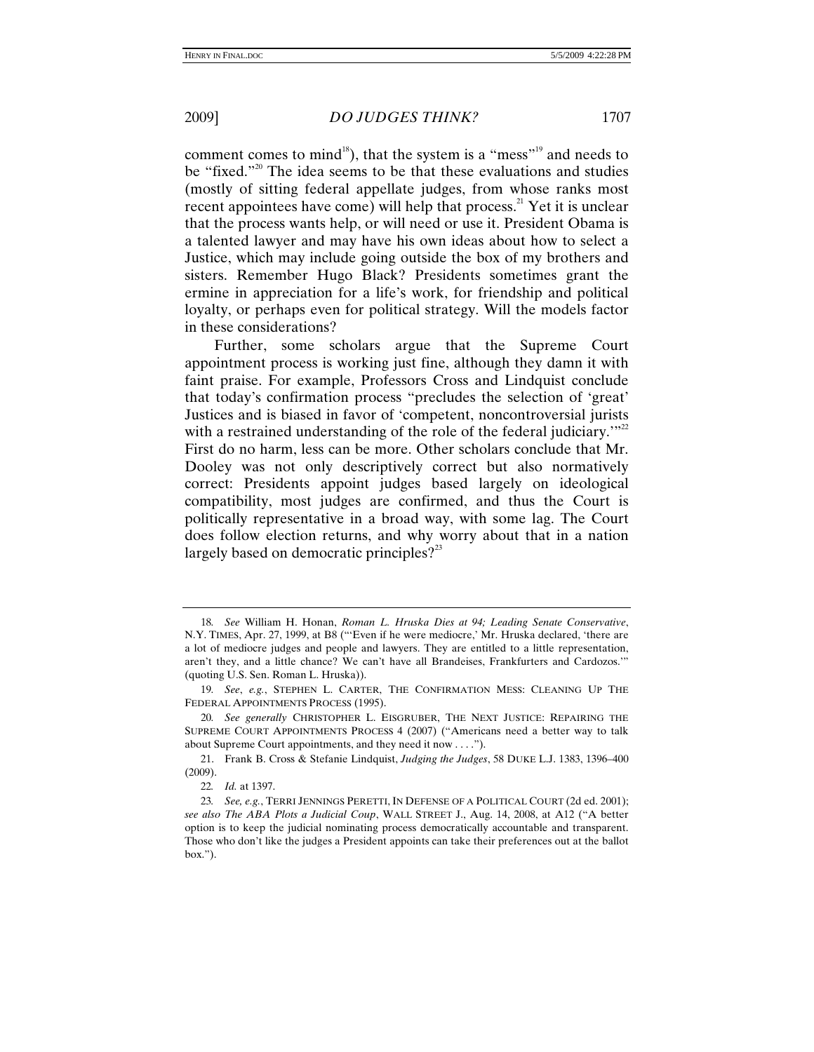comment comes to mind[18]), that the system is a "mess"[19] and needs to be "fixed."[20] The idea seems to be that these evaluations and studies (mostly of sitting federal appellate judges, from whose ranks most recent appointees have come) will help that process.[21] Yet it is unclear that the process wants help, or will need or use it. President Obama is a talented lawyer and may have his own ideas about how to select a Justice, which may include going outside the box of my brothers and sisters. Remember Hugo Black? Presidents sometimes grant the ermine in appreciation for a life's work, for friendship and political loyalty, or perhaps even for political strategy. Will the models factor in these considerations?

Further, some scholars argue that the Supreme Court appointment process is working just fine, although they damn it with faint praise. For example, Professors Cross and Lindquist conclude that today's confirmation process "precludes the selection of 'great' Justices and is biased in favor of 'competent, noncontroversial jurists with a restrained understanding of the role of the federal judiciary.'"[22] First do no harm, less can be more. Other scholars conclude that Mr. Dooley was not only descriptively correct but also normatively correct: Presidents appoint judges based largely on ideological compatibility, most judges are confirmed, and thus the Court is politically representative in a broad way, with some lag. The Court does follow election returns, and why worry about that in a nation largely based on democratic principles?[23]

---

18. *See* William H. Honan, *Roman L. Hruska Dies at 94; Leading Senate Conservative*, N.Y. TIMES, Apr. 27, 1999, at B8 ("'Even if he were mediocre,' Mr. Hruska declared, 'there are a lot of mediocre judges and people and lawyers. They are entitled to a little representation, aren't they, and a little chance? We can't have all Brandeises, Frankfurters and Cardozos.'" (quoting U.S. Sen. Roman L. Hruska)).

19. *See*, *e.g.*, STEPHEN L. CARTER, THE CONFIRMATION MESS: CLEANING UP THE FEDERAL APPOINTMENTS PROCESS (1995).

20. *See generally* CHRISTOPHER L. EISGRUBER, THE NEXT JUSTICE: REPAIRING THE SUPREME COURT APPOINTMENTS PROCESS 4 (2007) ("Americans need a better way to talk about Supreme Court appointments, and they need it now . . . .").

21. Frank B. Cross & Stefanie Lindquist, *Judging the Judges*, 58 DUKE L.J. 1383, 1396–400 (2009).

22. *Id.* at 1397.

23. *See, e.g.*, TERRI JENNINGS PERETTI, IN DEFENSE OF A POLITICAL COURT (2d ed. 2001); *see also The ABA Plots a Judicial Coup*, WALL STREET J., Aug. 14, 2008, at A12 ("A better option is to keep the judicial nominating process democratically accountable and transparent. Those who don't like the judges a President appoints can take their preferences out at the ballot box.").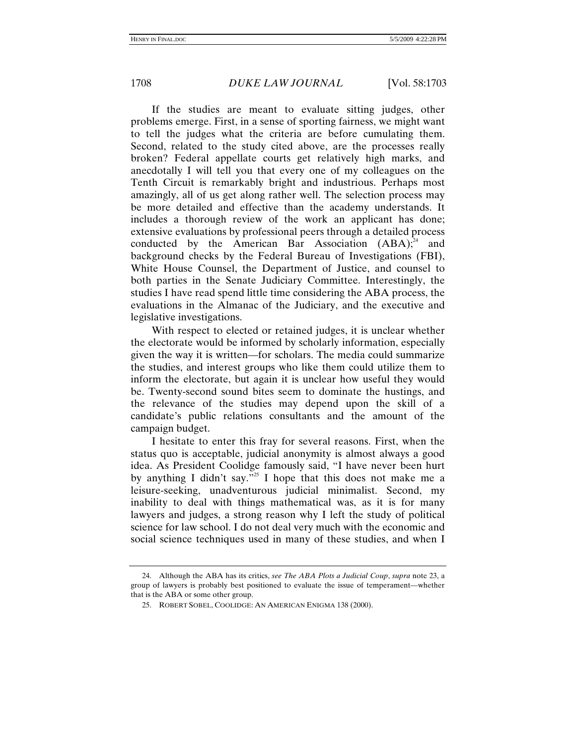If the studies are meant to evaluate sitting judges, other problems emerge. First, in a sense of sporting fairness, we might want to tell the judges what the criteria are before cumulating them. Second, related to the study cited above, are the processes really broken? Federal appellate courts get relatively high marks, and anecdotally I will tell you that every one of my colleagues on the Tenth Circuit is remarkably bright and industrious. Perhaps most amazingly, all of us get along rather well. The selection process may be more detailed and effective than the academy understands. It includes a thorough review of the work an applicant has done; extensive evaluations by professional peers through a detailed process conducted by the American Bar Association (ABA);[24] and background checks by the Federal Bureau of Investigations (FBI), White House Counsel, the Department of Justice, and counsel to both parties in the Senate Judiciary Committee. Interestingly, the studies I have read spend little time considering the ABA process, the evaluations in the Almanac of the Judiciary, and the executive and legislative investigations.

With respect to elected or retained judges, it is unclear whether the electorate would be informed by scholarly information, especially given the way it is written—for scholars. The media could summarize the studies, and interest groups who like them could utilize them to inform the electorate, but again it is unclear how useful they would be. Twenty-second sound bites seem to dominate the hustings, and the relevance of the studies may depend upon the skill of a candidate's public relations consultants and the amount of the campaign budget.

I hesitate to enter this fray for several reasons. First, when the status quo is acceptable, judicial anonymity is almost always a good idea. As President Coolidge famously said, "I have never been hurt by anything I didn't say."[25] I hope that this does not make me a leisure-seeking, unadventurous judicial minimalist. Second, my inability to deal with things mathematical was, as it is for many lawyers and judges, a strong reason why I left the study of political science for law school. I do not deal very much with the economic and social science techniques used in many of these studies, and when I

---

24. Although the ABA has its critics, *see The ABA Plots a Judicial Coup*, *supra* note 23, a group of lawyers is probably best positioned to evaluate the issue of temperament—whether that is the ABA or some other group.

25. ROBERT SOBEL, COOLIDGE: AN AMERICAN ENIGMA 138 (2000).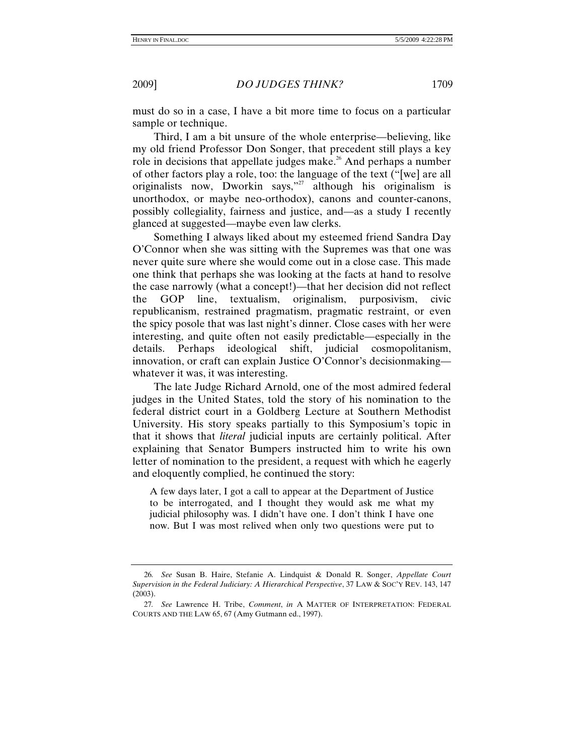must do so in a case, I have a bit more time to focus on a particular sample or technique.

Third, I am a bit unsure of the whole enterprise—believing, like my old friend Professor Don Songer, that precedent still plays a key role in decisions that appellate judges make.[26] And perhaps a number of other factors play a role, too: the language of the text ("[we] are all originalists now, Dworkin says,"[27] although his originalism is unorthodox, or maybe neo-orthodox), canons and counter-canons, possibly collegiality, fairness and justice, and—as a study I recently glanced at suggested—maybe even law clerks.

Something I always liked about my esteemed friend Sandra Day O'Connor when she was sitting with the Supremes was that one was never quite sure where she would come out in a close case. This made one think that perhaps she was looking at the facts at hand to resolve the case narrowly (what a concept!)—that her decision did not reflect the GOP line, textualism, originalism, purposivism, civic republicanism, restrained pragmatism, pragmatic restraint, or even the spicy posole that was last night's dinner. Close cases with her were interesting, and quite often not easily predictable—especially in the details. Perhaps ideological shift, judicial cosmopolitanism, innovation, or craft can explain Justice O'Connor's decisionmaking—whatever it was, it was interesting.

The late Judge Richard Arnold, one of the most admired federal judges in the United States, told the story of his nomination to the federal district court in a Goldberg Lecture at Southern Methodist University. His story speaks partially to this Symposium's topic in that it shows that *literal* judicial inputs are certainly political. After explaining that Senator Bumpers instructed him to write his own letter of nomination to the president, a request with which he eagerly and eloquently complied, he continued the story:

> A few days later, I got a call to appear at the Department of Justice to be interrogated, and I thought they would ask me what my judicial philosophy was. I didn't have one. I don't think I have one now. But I was most relived when only two questions were put to

---

26. *See* Susan B. Haire, Stefanie A. Lindquist & Donald R. Songer, *Appellate Court Supervision in the Federal Judiciary: A Hierarchical Perspective*, 37 LAW & SOC'Y REV. 143, 147 (2003).

27. *See* Lawrence H. Tribe, *Comment*, *in* A MATTER OF INTERPRETATION: FEDERAL COURTS AND THE LAW 65, 67 (Amy Gutmann ed., 1997).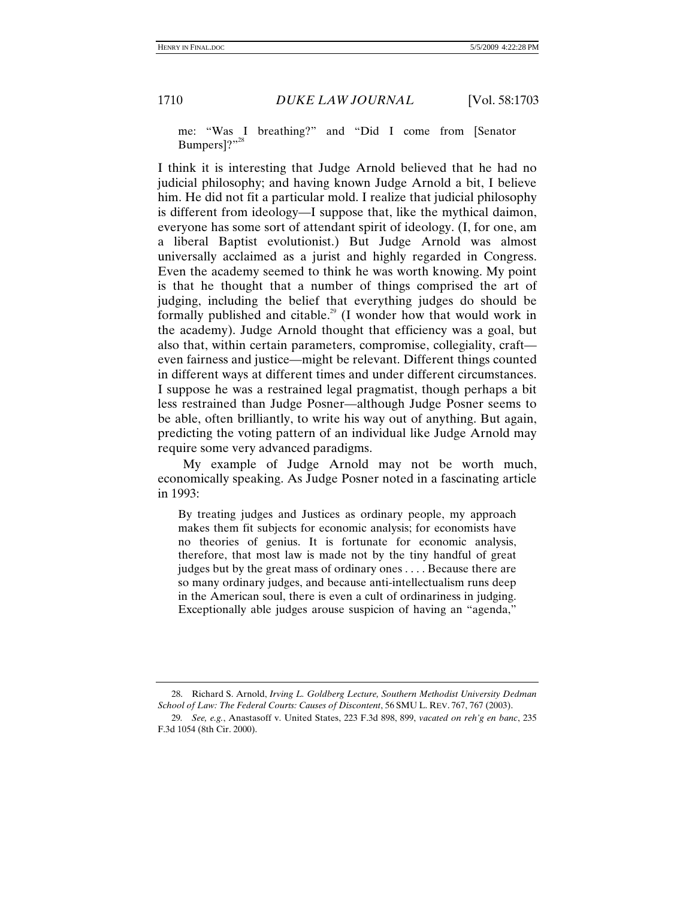> me: "Was I breathing?" and "Did I come from [Senator Bumpers]?"[28]

I think it is interesting that Judge Arnold believed that he had no judicial philosophy; and having known Judge Arnold a bit, I believe him. He did not fit a particular mold. I realize that judicial philosophy is different from ideology—I suppose that, like the mythical daimon, everyone has some sort of attendant spirit of ideology. (I, for one, am a liberal Baptist evolutionist.) But Judge Arnold was almost universally acclaimed as a jurist and highly regarded in Congress. Even the academy seemed to think he was worth knowing. My point is that he thought that a number of things comprised the art of judging, including the belief that everything judges do should be formally published and citable.[29] (I wonder how that would work in the academy). Judge Arnold thought that efficiency was a goal, but also that, within certain parameters, compromise, collegiality, craft—even fairness and justice—might be relevant. Different things counted in different ways at different times and under different circumstances. I suppose he was a restrained legal pragmatist, though perhaps a bit less restrained than Judge Posner—although Judge Posner seems to be able, often brilliantly, to write his way out of anything. But again, predicting the voting pattern of an individual like Judge Arnold may require some very advanced paradigms.

My example of Judge Arnold may not be worth much, economically speaking. As Judge Posner noted in a fascinating article in 1993:

> By treating judges and Justices as ordinary people, my approach makes them fit subjects for economic analysis; for economists have no theories of genius. It is fortunate for economic analysis, therefore, that most law is made not by the tiny handful of great judges but by the great mass of ordinary ones . . . . Because there are so many ordinary judges, and because anti-intellectualism runs deep in the American soul, there is even a cult of ordinariness in judging. Exceptionally able judges arouse suspicion of having an "agenda,"

---

28. Richard S. Arnold, *Irving L. Goldberg Lecture, Southern Methodist University Dedman School of Law: The Federal Courts: Causes of Discontent*, 56 SMU L. REV. 767, 767 (2003).

29. *See, e.g.*, Anastasoff v. United States, 223 F.3d 898, 899, *vacated on reh'g en banc*, 235 F.3d 1054 (8th Cir. 2000).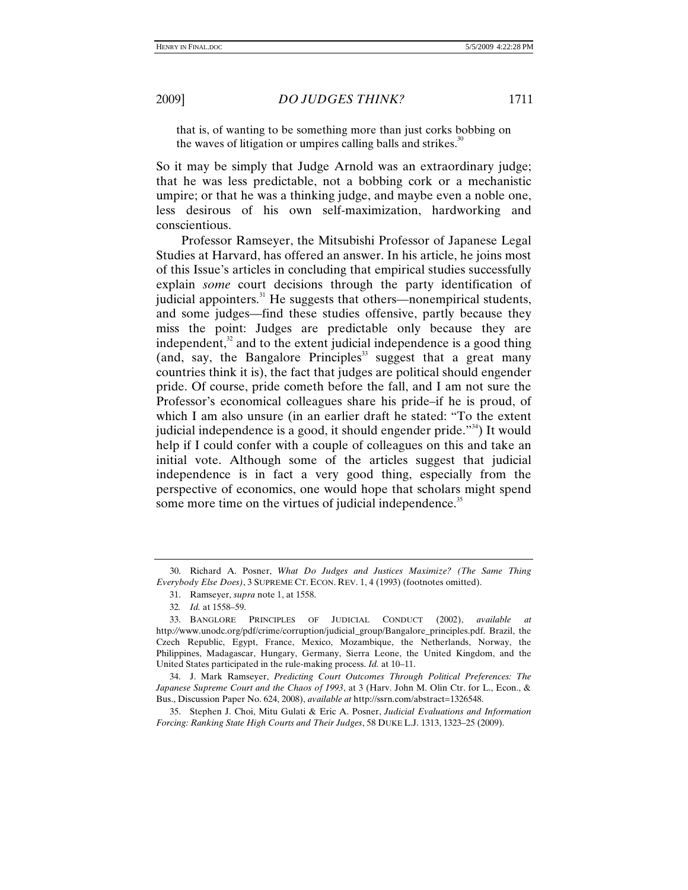that is, of wanting to be something more than just corks bobbing on the waves of litigation or umpires calling balls and strikes.[30]

So it may be simply that Judge Arnold was an extraordinary judge; that he was less predictable, not a bobbing cork or a mechanistic umpire; or that he was a thinking judge, and maybe even a noble one, less desirous of his own self-maximization, hardworking and conscientious.

Professor Ramseyer, the Mitsubishi Professor of Japanese Legal Studies at Harvard, has offered an answer. In his article, he joins most of this Issue's articles in concluding that empirical studies successfully explain *some* court decisions through the party identification of judicial appointers.[31] He suggests that others—nonempirical students, and some judges—find these studies offensive, partly because they miss the point: Judges are predictable only because they are independent,[32] and to the extent judicial independence is a good thing (and, say, the Bangalore Principles[33] suggest that a great many countries think it is), the fact that judges are political should engender pride. Of course, pride cometh before the fall, and I am not sure the Professor's economical colleagues share his pride–if he is proud, of which I am also unsure (in an earlier draft he stated: "To the extent judicial independence is a good, it should engender pride."[34]) It would help if I could confer with a couple of colleagues on this and take an initial vote. Although some of the articles suggest that judicial independence is in fact a very good thing, especially from the perspective of economics, one would hope that scholars might spend some more time on the virtues of judicial independence.[35]

---

30. Richard A. Posner, *What Do Judges and Justices Maximize? (The Same Thing Everybody Else Does)*, 3 SUPREME CT. ECON. REV. 1, 4 (1993) (footnotes omitted).

31. Ramseyer, *supra* note 1, at 1558.

32. *Id.* at 1558–59.

33. BANGLORE PRINCIPLES OF JUDICIAL CONDUCT (2002), *available at* http://www.unodc.org/pdf/crime/corruption/judicial_group/Bangalore_principles.pdf. Brazil, the Czech Republic, Egypt, France, Mexico, Mozambique, the Netherlands, Norway, the Philippines, Madagascar, Hungary, Germany, Sierra Leone, the United Kingdom, and the United States participated in the rule-making process. *Id.* at 10–11.

34. J. Mark Ramseyer, *Predicting Court Outcomes Through Political Preferences: The Japanese Supreme Court and the Chaos of 1993*, at 3 (Harv. John M. Olin Ctr. for L., Econ., & Bus., Discussion Paper No. 624, 2008), *available at* http://ssrn.com/abstract=1326548.

35. Stephen J. Choi, Mitu Gulati & Eric A. Posner, *Judicial Evaluations and Information Forcing: Ranking State High Courts and Their Judges*, 58 DUKE L.J. 1313, 1323–25 (2009).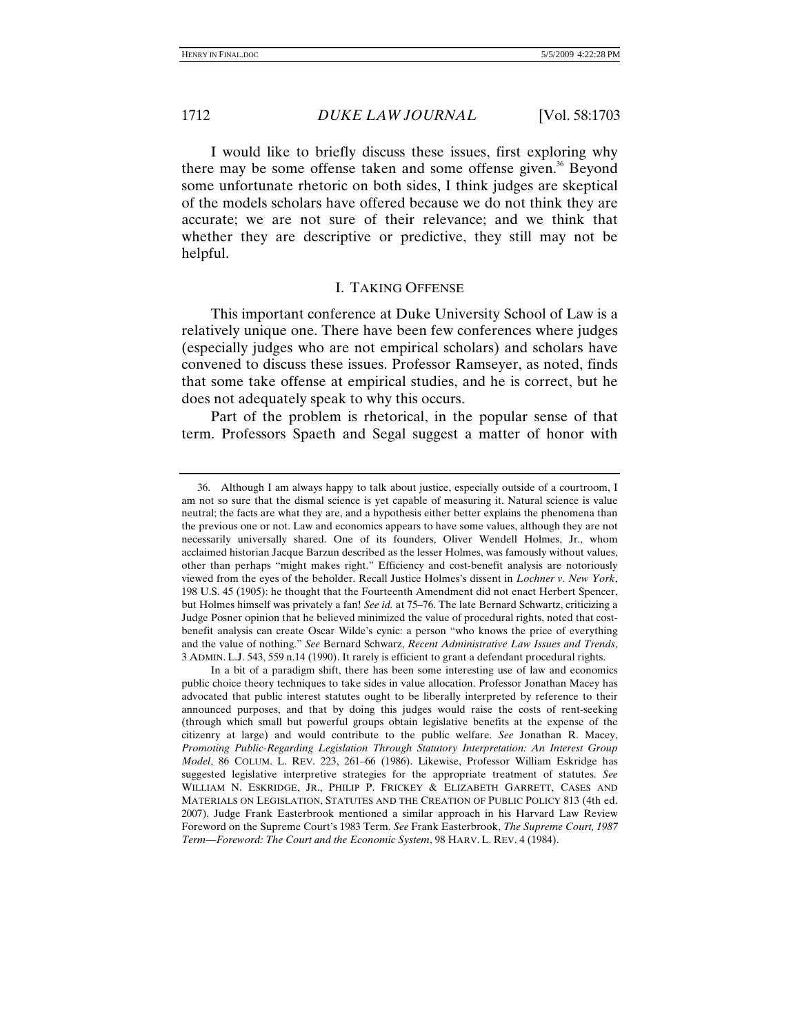I would like to briefly discuss these issues, first exploring why there may be some offense taken and some offense given.[36] Beyond some unfortunate rhetoric on both sides, I think judges are skeptical of the models scholars have offered because we do not think they are accurate; we are not sure of their relevance; and we think that whether they are descriptive or predictive, they still may not be helpful.

## I. TAKING OFFENSE

This important conference at Duke University School of Law is a relatively unique one. There have been few conferences where judges (especially judges who are not empirical scholars) and scholars have convened to discuss these issues. Professor Ramseyer, as noted, finds that some take offense at empirical studies, and he is correct, but he does not adequately speak to why this occurs.

Part of the problem is rhetorical, in the popular sense of that term. Professors Spaeth and Segal suggest a matter of honor with

---

36. Although I am always happy to talk about justice, especially outside of a courtroom, I am not so sure that the dismal science is yet capable of measuring it. Natural science is value neutral; the facts are what they are, and a hypothesis either better explains the phenomena than the previous one or not. Law and economics appears to have some values, although they are not necessarily universally shared. One of its founders, Oliver Wendell Holmes, Jr., whom acclaimed historian Jacque Barzun described as the lesser Holmes, was famously without values, other than perhaps "might makes right." Efficiency and cost-benefit analysis are notoriously viewed from the eyes of the beholder. Recall Justice Holmes's dissent in *Lochner v. New York*, 198 U.S. 45 (1905): he thought that the Fourteenth Amendment did not enact Herbert Spencer, but Holmes himself was privately a fan! *See id.* at 75–76. The late Bernard Schwartz, criticizing a Judge Posner opinion that he believed minimized the value of procedural rights, noted that cost-benefit analysis can create Oscar Wilde's cynic: a person "who knows the price of everything and the value of nothing." *See* Bernard Schwarz, *Recent Administrative Law Issues and Trends*, 3 ADMIN. L.J. 543, 559 n.14 (1990). It rarely is efficient to grant a defendant procedural rights.

In a bit of a paradigm shift, there has been some interesting use of law and economics public choice theory techniques to take sides in value allocation. Professor Jonathan Macey has advocated that public interest statutes ought to be liberally interpreted by reference to their announced purposes, and that by doing this judges would raise the costs of rent-seeking (through which small but powerful groups obtain legislative benefits at the expense of the citizenry at large) and would contribute to the public welfare. *See* Jonathan R. Macey, *Promoting Public-Regarding Legislation Through Statutory Interpretation: An Interest Group Model*, 86 COLUM. L. REV. 223, 261–66 (1986). Likewise, Professor William Eskridge has suggested legislative interpretive strategies for the appropriate treatment of statutes. *See* WILLIAM N. ESKRIDGE, JR., PHILIP P. FRICKEY & ELIZABETH GARRETT, CASES AND MATERIALS ON LEGISLATION, STATUTES AND THE CREATION OF PUBLIC POLICY 813 (4th ed. 2007). Judge Frank Easterbrook mentioned a similar approach in his Harvard Law Review Foreword on the Supreme Court's 1983 Term. *See* Frank Easterbrook, *The Supreme Court, 1987 Term—Foreword: The Court and the Economic System*, 98 HARV. L. REV. 4 (1984).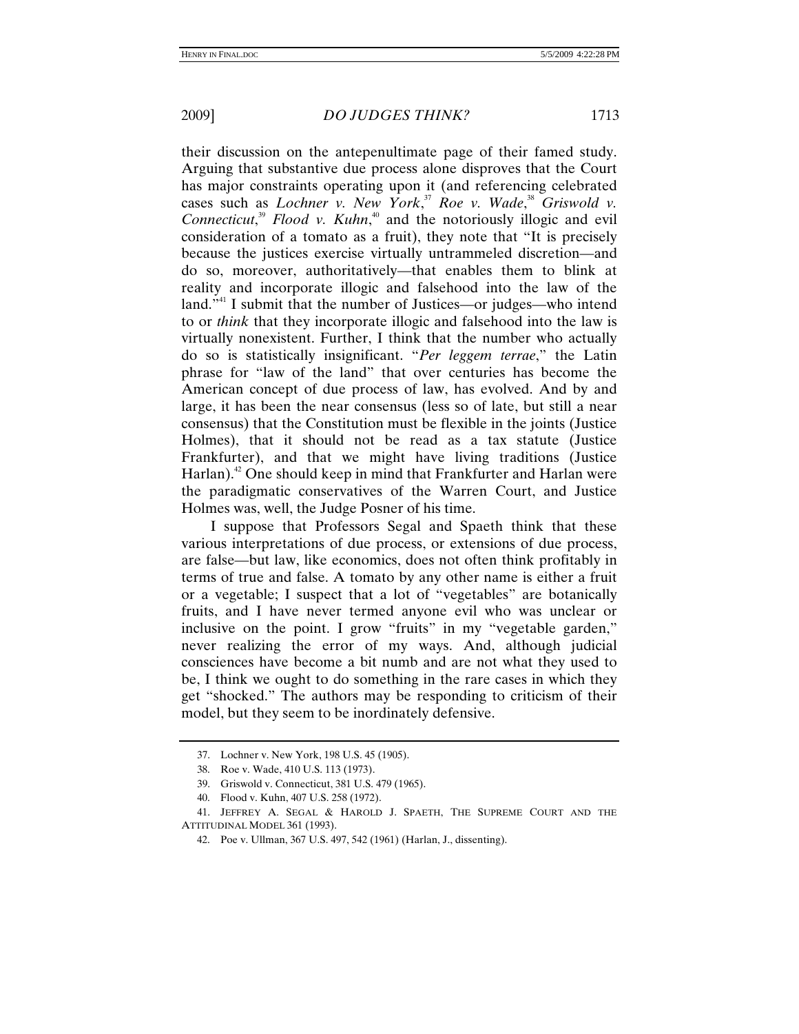their discussion on the antepenultimate page of their famed study. Arguing that substantive due process alone disproves that the Court has major constraints operating upon it (and referencing celebrated cases such as *Lochner v. New York*,[37] *Roe v. Wade*,[38] *Griswold v. Connecticut*,[39] *Flood v. Kuhn*,[40] and the notoriously illogic and evil consideration of a tomato as a fruit), they note that "It is precisely because the justices exercise virtually untrammeled discretion—and do so, moreover, authoritatively—that enables them to blink at reality and incorporate illogic and falsehood into the law of the land."[41] I submit that the number of Justices—or judges—who intend to or *think* that they incorporate illogic and falsehood into the law is virtually nonexistent. Further, I think that the number who actually do so is statistically insignificant. "*Per leggem terrae*," the Latin phrase for "law of the land" that over centuries has become the American concept of due process of law, has evolved. And by and large, it has been the near consensus (less so of late, but still a near consensus) that the Constitution must be flexible in the joints (Justice Holmes), that it should not be read as a tax statute (Justice Frankfurter), and that we might have living traditions (Justice Harlan).[42] One should keep in mind that Frankfurter and Harlan were the paradigmatic conservatives of the Warren Court, and Justice Holmes was, well, the Judge Posner of his time.

I suppose that Professors Segal and Spaeth think that these various interpretations of due process, or extensions of due process, are false—but law, like economics, does not often think profitably in terms of true and false. A tomato by any other name is either a fruit or a vegetable; I suspect that a lot of "vegetables" are botanically fruits, and I have never termed anyone evil who was unclear or inclusive on the point. I grow "fruits" in my "vegetable garden," never realizing the error of my ways. And, although judicial consciences have become a bit numb and are not what they used to be, I think we ought to do something in the rare cases in which they get "shocked." The authors may be responding to criticism of their model, but they seem to be inordinately defensive.

---

37. Lochner v. New York, 198 U.S. 45 (1905).

38. Roe v. Wade, 410 U.S. 113 (1973).

39. Griswold v. Connecticut, 381 U.S. 479 (1965).

40. Flood v. Kuhn, 407 U.S. 258 (1972).

41. JEFFREY A. SEGAL & HAROLD J. SPAETH, THE SUPREME COURT AND THE ATTITUDINAL MODEL 361 (1993).

42. Poe v. Ullman, 367 U.S. 497, 542 (1961) (Harlan, J., dissenting).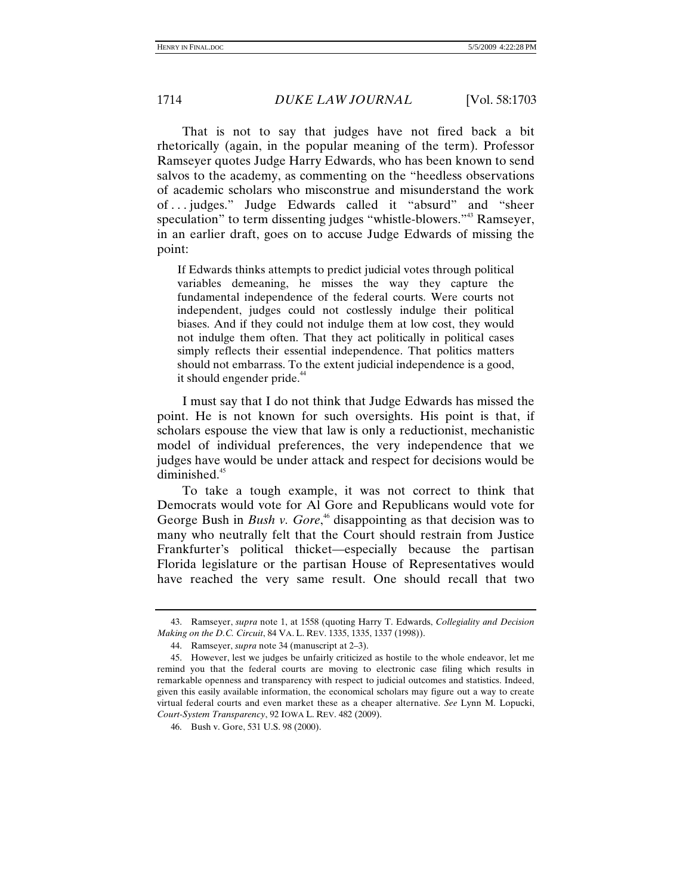That is not to say that judges have not fired back a bit rhetorically (again, in the popular meaning of the term). Professor Ramseyer quotes Judge Harry Edwards, who has been known to send salvos to the academy, as commenting on the "heedless observations of academic scholars who misconstrue and misunderstand the work of . . . judges." Judge Edwards called it "absurd" and "sheer speculation" to term dissenting judges "whistle-blowers."[43] Ramseyer, in an earlier draft, goes on to accuse Judge Edwards of missing the point:

> If Edwards thinks attempts to predict judicial votes through political variables demeaning, he misses the way they capture the fundamental independence of the federal courts. Were courts not independent, judges could not costlessly indulge their political biases. And if they could not indulge them at low cost, they would not indulge them often. That they act politically in political cases simply reflects their essential independence. That politics matters should not embarrass. To the extent judicial independence is a good, it should engender pride.[44]

I must say that I do not think that Judge Edwards has missed the point. He is not known for such oversights. His point is that, if scholars espouse the view that law is only a reductionist, mechanistic model of individual preferences, the very independence that we judges have would be under attack and respect for decisions would be diminished.[45]

To take a tough example, it was not correct to think that Democrats would vote for Al Gore and Republicans would vote for George Bush in *Bush v. Gore*,[46] disappointing as that decision was to many who neutrally felt that the Court should restrain from Justice Frankfurter's political thicket—especially because the partisan Florida legislature or the partisan House of Representatives would have reached the very same result. One should recall that two

---

43. Ramseyer, *supra* note 1, at 1558 (quoting Harry T. Edwards, *Collegiality and Decision Making on the D.C. Circuit*, 84 VA. L. REV. 1335, 1335, 1337 (1998)).

44. Ramseyer, *supra* note 34 (manuscript at 2–3).

45. However, lest we judges be unfairly criticized as hostile to the whole endeavor, let me remind you that the federal courts are moving to electronic case filing which results in remarkable openness and transparency with respect to judicial outcomes and statistics. Indeed, given this easily available information, the economical scholars may figure out a way to create virtual federal courts and even market these as a cheaper alternative. *See* Lynn M. Lopucki, *Court-System Transparency*, 92 IOWA L. REV. 482 (2009).

46. Bush v. Gore, 531 U.S. 98 (2000).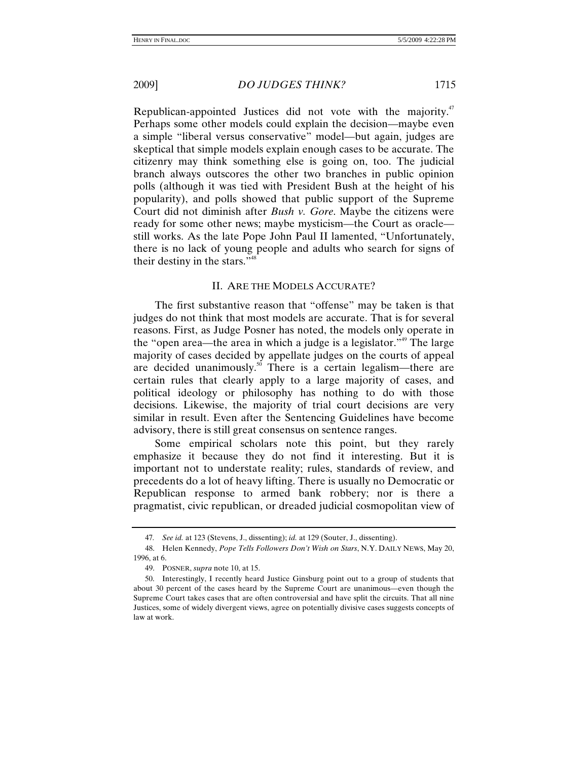Republican-appointed Justices did not vote with the majority.[47] Perhaps some other models could explain the decision—maybe even a simple "liberal versus conservative" model—but again, judges are skeptical that simple models explain enough cases to be accurate. The citizenry may think something else is going on, too. The judicial branch always outscores the other two branches in public opinion polls (although it was tied with President Bush at the height of his popularity), and polls showed that public support of the Supreme Court did not diminish after *Bush v. Gore*. Maybe the citizens were ready for some other news; maybe mysticism—the Court as oracle—still works. As the late Pope John Paul II lamented, "Unfortunately, there is no lack of young people and adults who search for signs of their destiny in the stars."[48]

## II. ARE THE MODELS ACCURATE?

The first substantive reason that "offense" may be taken is that judges do not think that most models are accurate. That is for several reasons. First, as Judge Posner has noted, the models only operate in the "open area—the area in which a judge is a legislator."[49] The large majority of cases decided by appellate judges on the courts of appeal are decided unanimously.[50] There is a certain legalism—there are certain rules that clearly apply to a large majority of cases, and political ideology or philosophy has nothing to do with those decisions. Likewise, the majority of trial court decisions are very similar in result. Even after the Sentencing Guidelines have become advisory, there is still great consensus on sentence ranges.

Some empirical scholars note this point, but they rarely emphasize it because they do not find it interesting. But it is important not to understate reality; rules, standards of review, and precedents do a lot of heavy lifting. There is usually no Democratic or Republican response to armed bank robbery; nor is there a pragmatist, civic republican, or dreaded judicial cosmopolitan view of

---

47. *See id.* at 123 (Stevens, J., dissenting); *id.* at 129 (Souter, J., dissenting).

48. Helen Kennedy, *Pope Tells Followers Don't Wish on Stars*, N.Y. DAILY NEWS, May 20, 1996, at 6.

49. POSNER, *supra* note 10, at 15.

50. Interestingly, I recently heard Justice Ginsburg point out to a group of students that about 30 percent of the cases heard by the Supreme Court are unanimous—even though the Supreme Court takes cases that are often controversial and have split the circuits. That all nine Justices, some of widely divergent views, agree on potentially divisive cases suggests concepts of law at work.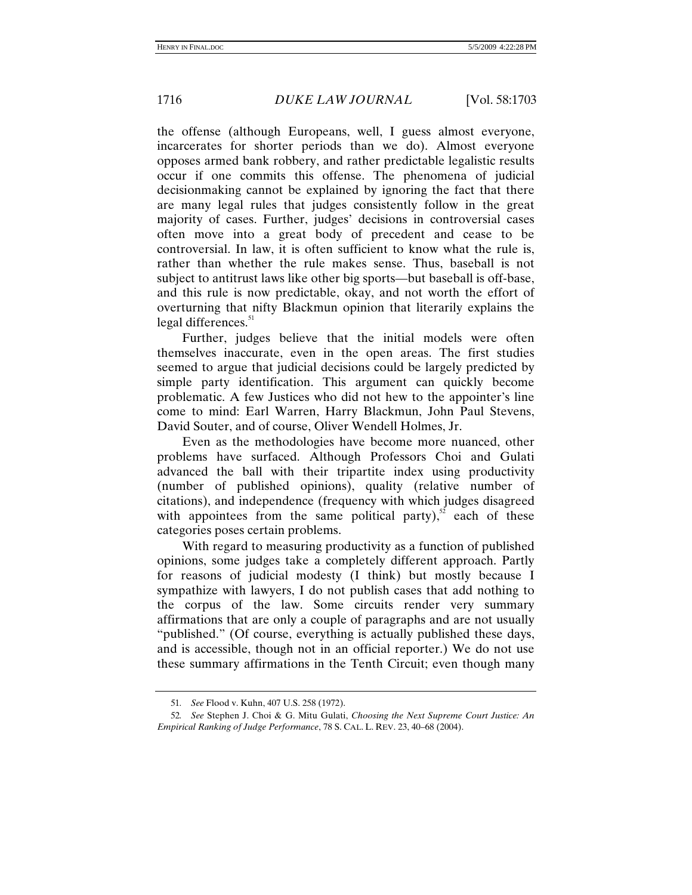the offense (although Europeans, well, I guess almost everyone, incarcerates for shorter periods than we do). Almost everyone opposes armed bank robbery, and rather predictable legalistic results occur if one commits this offense. The phenomena of judicial decisionmaking cannot be explained by ignoring the fact that there are many legal rules that judges consistently follow in the great majority of cases. Further, judges' decisions in controversial cases often move into a great body of precedent and cease to be controversial. In law, it is often sufficient to know what the rule is, rather than whether the rule makes sense. Thus, baseball is not subject to antitrust laws like other big sports—but baseball is off-base, and this rule is now predictable, okay, and not worth the effort of overturning that nifty Blackmun opinion that literarily explains the legal differences.[51]

Further, judges believe that the initial models were often themselves inaccurate, even in the open areas. The first studies seemed to argue that judicial decisions could be largely predicted by simple party identification. This argument can quickly become problematic. A few Justices who did not hew to the appointer's line come to mind: Earl Warren, Harry Blackmun, John Paul Stevens, David Souter, and of course, Oliver Wendell Holmes, Jr.

Even as the methodologies have become more nuanced, other problems have surfaced. Although Professors Choi and Gulati advanced the ball with their tripartite index using productivity (number of published opinions), quality (relative number of citations), and independence (frequency with which judges disagreed with appointees from the same political party),[52] each of these categories poses certain problems.

With regard to measuring productivity as a function of published opinions, some judges take a completely different approach. Partly for reasons of judicial modesty (I think) but mostly because I sympathize with lawyers, I do not publish cases that add nothing to the corpus of the law. Some circuits render very summary affirmations that are only a couple of paragraphs and are not usually "published." (Of course, everything is actually published these days, and is accessible, though not in an official reporter.) We do not use these summary affirmations in the Tenth Circuit; even though many

---

51. *See* Flood v. Kuhn, 407 U.S. 258 (1972).

52. *See* Stephen J. Choi & G. Mitu Gulati, *Choosing the Next Supreme Court Justice: An Empirical Ranking of Judge Performance*, 78 S. CAL. L. REV. 23, 40–68 (2004).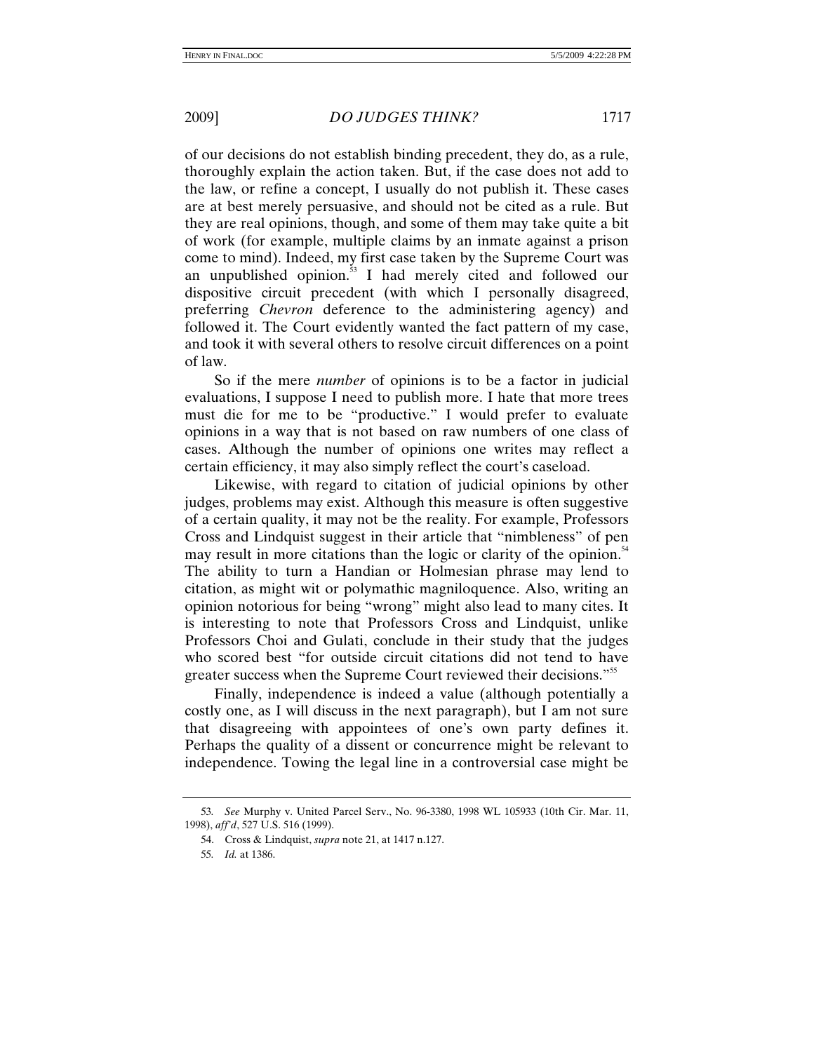of our decisions do not establish binding precedent, they do, as a rule, thoroughly explain the action taken. But, if the case does not add to the law, or refine a concept, I usually do not publish it. These cases are at best merely persuasive, and should not be cited as a rule. But they are real opinions, though, and some of them may take quite a bit of work (for example, multiple claims by an inmate against a prison come to mind). Indeed, my first case taken by the Supreme Court was an unpublished opinion.[53] I had merely cited and followed our dispositive circuit precedent (with which I personally disagreed, preferring *Chevron* deference to the administering agency) and followed it. The Court evidently wanted the fact pattern of my case, and took it with several others to resolve circuit differences on a point of law.

So if the mere *number* of opinions is to be a factor in judicial evaluations, I suppose I need to publish more. I hate that more trees must die for me to be "productive." I would prefer to evaluate opinions in a way that is not based on raw numbers of one class of cases. Although the number of opinions one writes may reflect a certain efficiency, it may also simply reflect the court's caseload.

Likewise, with regard to citation of judicial opinions by other judges, problems may exist. Although this measure is often suggestive of a certain quality, it may not be the reality. For example, Professors Cross and Lindquist suggest in their article that "nimbleness" of pen may result in more citations than the logic or clarity of the opinion.[54] The ability to turn a Handian or Holmesian phrase may lend to citation, as might wit or polymathic magniloquence. Also, writing an opinion notorious for being "wrong" might also lead to many cites. It is interesting to note that Professors Cross and Lindquist, unlike Professors Choi and Gulati, conclude in their study that the judges who scored best "for outside circuit citations did not tend to have greater success when the Supreme Court reviewed their decisions."[55]

Finally, independence is indeed a value (although potentially a costly one, as I will discuss in the next paragraph), but I am not sure that disagreeing with appointees of one's own party defines it. Perhaps the quality of a dissent or concurrence might be relevant to independence. Towing the legal line in a controversial case might be

---

53. *See* Murphy v. United Parcel Serv., No. 96-3380, 1998 WL 105933 (10th Cir. Mar. 11, 1998), *aff'd*, 527 U.S. 516 (1999).

54. Cross & Lindquist, *supra* note 21, at 1417 n.127.

55. *Id.* at 1386.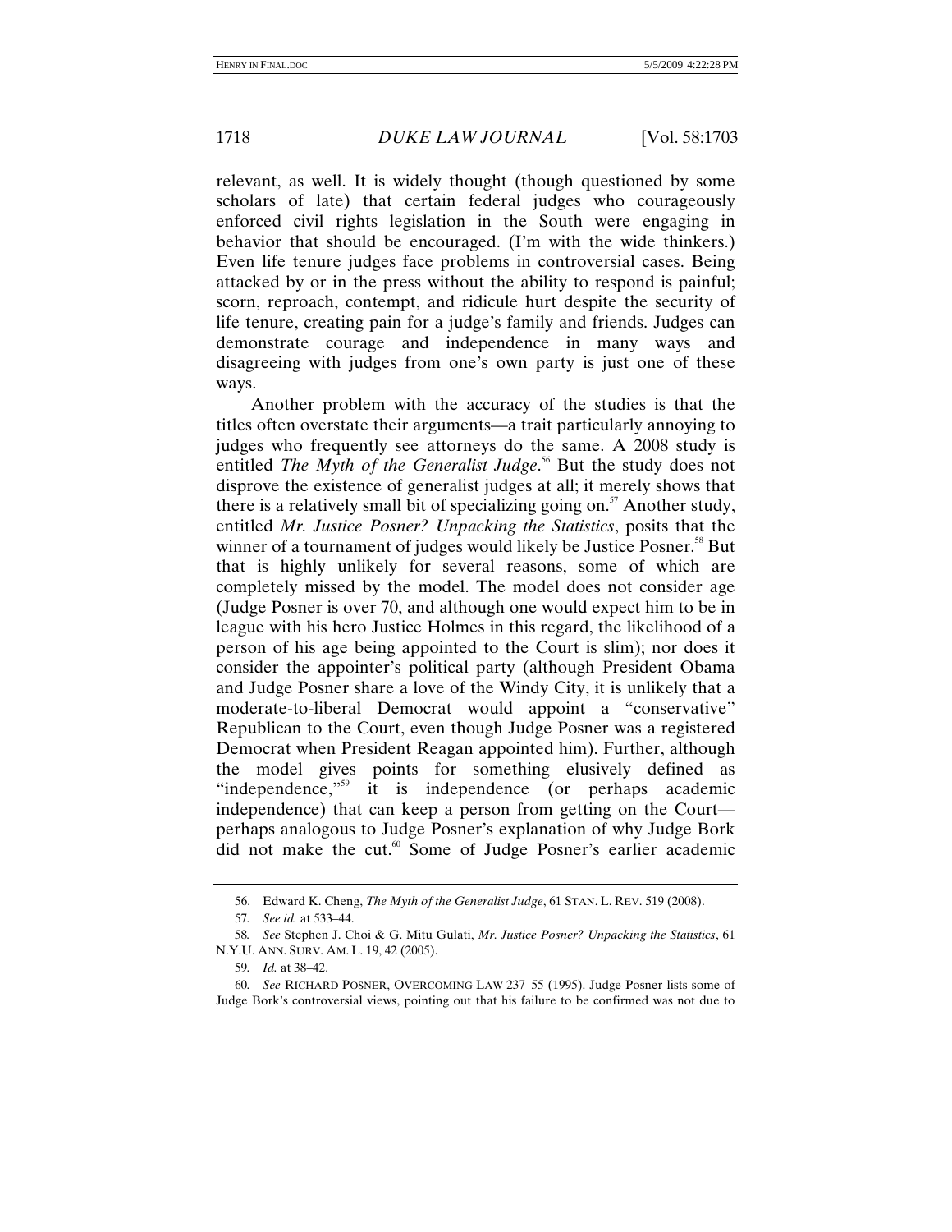relevant, as well. It is widely thought (though questioned by some scholars of late) that certain federal judges who courageously enforced civil rights legislation in the South were engaging in behavior that should be encouraged. (I'm with the wide thinkers.) Even life tenure judges face problems in controversial cases. Being attacked by or in the press without the ability to respond is painful; scorn, reproach, contempt, and ridicule hurt despite the security of life tenure, creating pain for a judge's family and friends. Judges can demonstrate courage and independence in many ways and disagreeing with judges from one's own party is just one of these ways.

Another problem with the accuracy of the studies is that the titles often overstate their arguments—a trait particularly annoying to judges who frequently see attorneys do the same. A 2008 study is entitled *The Myth of the Generalist Judge*.[56] But the study does not disprove the existence of generalist judges at all; it merely shows that there is a relatively small bit of specializing going on.[57] Another study, entitled *Mr. Justice Posner? Unpacking the Statistics*, posits that the winner of a tournament of judges would likely be Justice Posner.[58] But that is highly unlikely for several reasons, some of which are completely missed by the model. The model does not consider age (Judge Posner is over 70, and although one would expect him to be in league with his hero Justice Holmes in this regard, the likelihood of a person of his age being appointed to the Court is slim); nor does it consider the appointer's political party (although President Obama and Judge Posner share a love of the Windy City, it is unlikely that a moderate-to-liberal Democrat would appoint a "conservative" Republican to the Court, even though Judge Posner was a registered Democrat when President Reagan appointed him). Further, although the model gives points for something elusively defined as "independence,"[59] it is independence (or perhaps academic independence) that can keep a person from getting on the Court—perhaps analogous to Judge Posner's explanation of why Judge Bork did not make the cut.[60] Some of Judge Posner's earlier academic

---

56. Edward K. Cheng, *The Myth of the Generalist Judge*, 61 STAN. L. REV. 519 (2008).

57. *See id.* at 533–44.

58. *See* Stephen J. Choi & G. Mitu Gulati, *Mr. Justice Posner? Unpacking the Statistics*, 61 N.Y.U. ANN. SURV. AM. L. 19, 42 (2005).

59. *Id.* at 38–42.

60. *See* RICHARD POSNER, OVERCOMING LAW 237–55 (1995). Judge Posner lists some of Judge Bork's controversial views, pointing out that his failure to be confirmed was not due to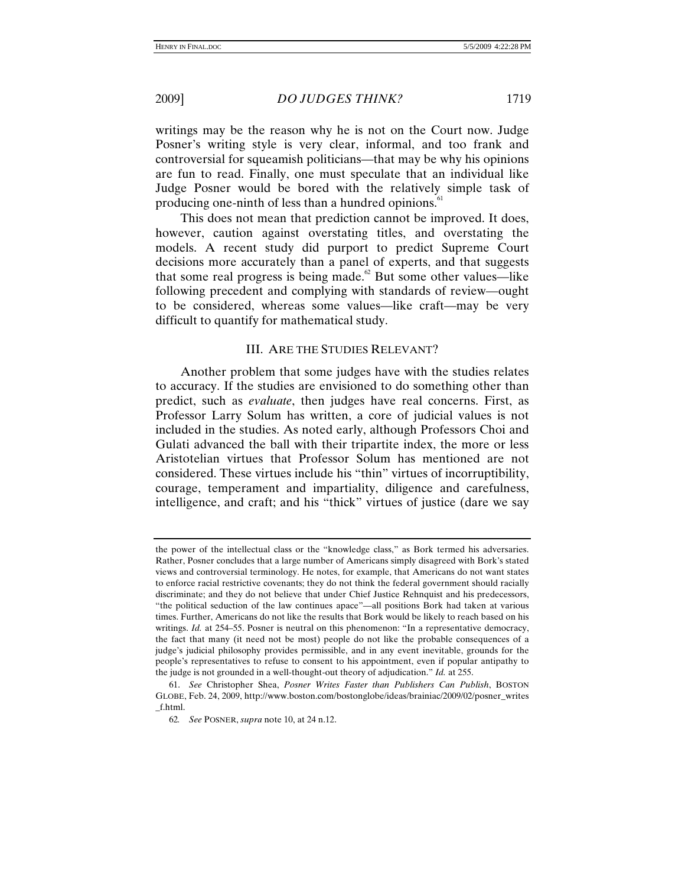writings may be the reason why he is not on the Court now. Judge Posner's writing style is very clear, informal, and too frank and controversial for squeamish politicians—that may be why his opinions are fun to read. Finally, one must speculate that an individual like Judge Posner would be bored with the relatively simple task of producing one-ninth of less than a hundred opinions.[61]

This does not mean that prediction cannot be improved. It does, however, caution against overstating titles, and overstating the models. A recent study did purport to predict Supreme Court decisions more accurately than a panel of experts, and that suggests that some real progress is being made.[62] But some other values—like following precedent and complying with standards of review—ought to be considered, whereas some values—like craft—may be very difficult to quantify for mathematical study.

## III. ARE THE STUDIES RELEVANT?

Another problem that some judges have with the studies relates to accuracy. If the studies are envisioned to do something other than predict, such as *evaluate*, then judges have real concerns. First, as Professor Larry Solum has written, a core of judicial values is not included in the studies. As noted early, although Professors Choi and Gulati advanced the ball with their tripartite index, the more or less Aristotelian virtues that Professor Solum has mentioned are not considered. These virtues include his "thin" virtues of incorruptibility, courage, temperament and impartiality, diligence and carefulness, intelligence, and craft; and his "thick" virtues of justice (dare we say

---

the power of the intellectual class or the "knowledge class," as Bork termed his adversaries. Rather, Posner concludes that a large number of Americans simply disagreed with Bork's stated views and controversial terminology. He notes, for example, that Americans do not want states to enforce racial restrictive covenants; they do not think the federal government should racially discriminate; and they do not believe that under Chief Justice Rehnquist and his predecessors, "the political seduction of the law continues apace"—all positions Bork had taken at various times. Further, Americans do not like the results that Bork would be likely to reach based on his writings. *Id.* at 254–55. Posner is neutral on this phenomenon: "In a representative democracy, the fact that many (it need not be most) people do not like the probable consequences of a judge's judicial philosophy provides permissible, and in any event inevitable, grounds for the people's representatives to refuse to consent to his appointment, even if popular antipathy to the judge is not grounded in a well-thought-out theory of adjudication." *Id.* at 255.

61. *See* Christopher Shea, *Posner Writes Faster than Publishers Can Publish*, BOSTON GLOBE, Feb. 24, 2009, http://www.boston.com/bostonglobe/ideas/brainiac/2009/02/posner_writes_f.html.

62. *See* POSNER, *supra* note 10, at 24 n.12.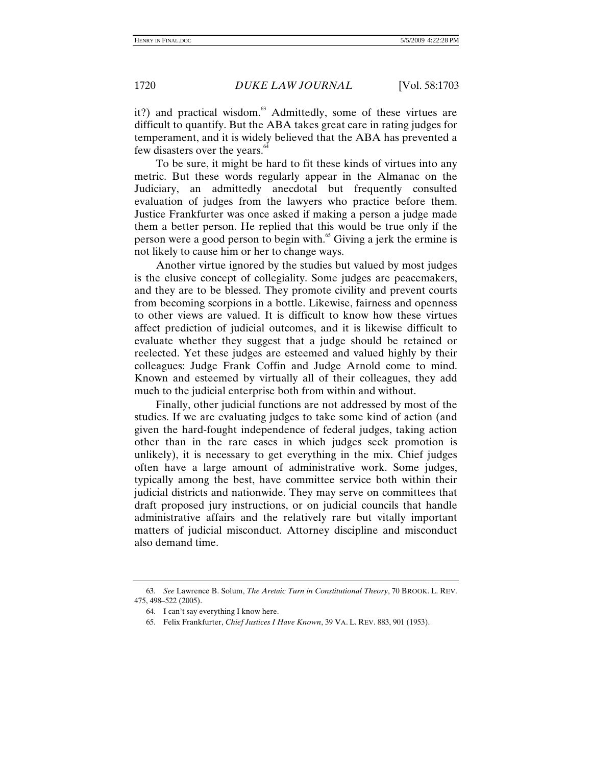it?) and practical wisdom.[63] Admittedly, some of these virtues are difficult to quantify. But the ABA takes great care in rating judges for temperament, and it is widely believed that the ABA has prevented a few disasters over the years.[64]

To be sure, it might be hard to fit these kinds of virtues into any metric. But these words regularly appear in the Almanac on the Judiciary, an admittedly anecdotal but frequently consulted evaluation of judges from the lawyers who practice before them. Justice Frankfurter was once asked if making a person a judge made them a better person. He replied that this would be true only if the person were a good person to begin with.[65] Giving a jerk the ermine is not likely to cause him or her to change ways.

Another virtue ignored by the studies but valued by most judges is the elusive concept of collegiality. Some judges are peacemakers, and they are to be blessed. They promote civility and prevent courts from becoming scorpions in a bottle. Likewise, fairness and openness to other views are valued. It is difficult to know how these virtues affect prediction of judicial outcomes, and it is likewise difficult to evaluate whether they suggest that a judge should be retained or reelected. Yet these judges are esteemed and valued highly by their colleagues: Judge Frank Coffin and Judge Arnold come to mind. Known and esteemed by virtually all of their colleagues, they add much to the judicial enterprise both from within and without.

Finally, other judicial functions are not addressed by most of the studies. If we are evaluating judges to take some kind of action (and given the hard-fought independence of federal judges, taking action other than in the rare cases in which judges seek promotion is unlikely), it is necessary to get everything in the mix. Chief judges often have a large amount of administrative work. Some judges, typically among the best, have committee service both within their judicial districts and nationwide. They may serve on committees that draft proposed jury instructions, or on judicial councils that handle administrative affairs and the relatively rare but vitally important matters of judicial misconduct. Attorney discipline and misconduct also demand time.

---

63. *See* Lawrence B. Solum, *The Aretaic Turn in Constitutional Theory*, 70 BROOK. L. REV. 475, 498–522 (2005).

64. I can't say everything I know here.

65. Felix Frankfurter, *Chief Justices I Have Known*, 39 VA. L. REV. 883, 901 (1953).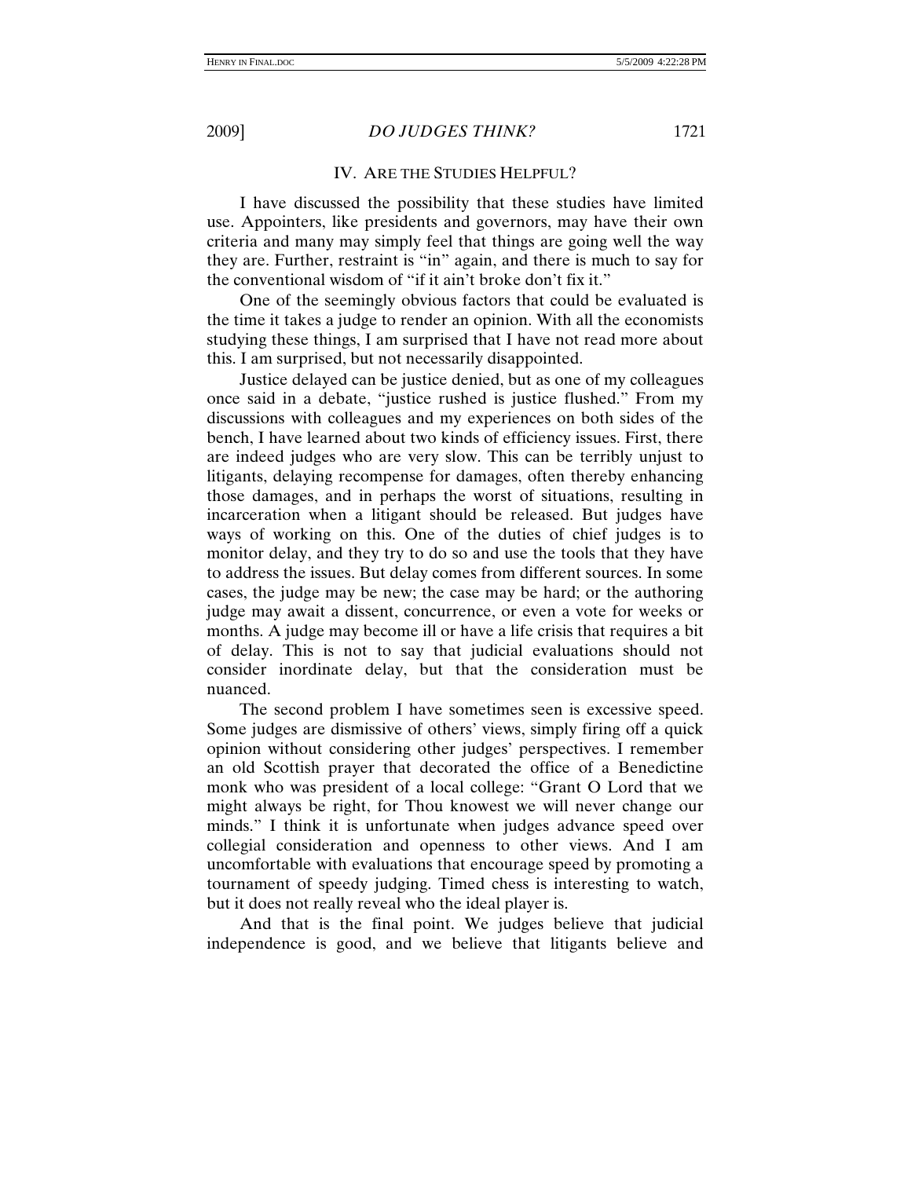## IV. ARE THE STUDIES HELPFUL?

I have discussed the possibility that these studies have limited use. Appointers, like presidents and governors, may have their own criteria and many may simply feel that things are going well the way they are. Further, restraint is "in" again, and there is much to say for the conventional wisdom of "if it ain't broke don't fix it."

One of the seemingly obvious factors that could be evaluated is the time it takes a judge to render an opinion. With all the economists studying these things, I am surprised that I have not read more about this. I am surprised, but not necessarily disappointed.

Justice delayed can be justice denied, but as one of my colleagues once said in a debate, "justice rushed is justice flushed." From my discussions with colleagues and my experiences on both sides of the bench, I have learned about two kinds of efficiency issues. First, there are indeed judges who are very slow. This can be terribly unjust to litigants, delaying recompense for damages, often thereby enhancing those damages, and in perhaps the worst of situations, resulting in incarceration when a litigant should be released. But judges have ways of working on this. One of the duties of chief judges is to monitor delay, and they try to do so and use the tools that they have to address the issues. But delay comes from different sources. In some cases, the judge may be new; the case may be hard; or the authoring judge may await a dissent, concurrence, or even a vote for weeks or months. A judge may become ill or have a life crisis that requires a bit of delay. This is not to say that judicial evaluations should not consider inordinate delay, but that the consideration must be nuanced.

The second problem I have sometimes seen is excessive speed. Some judges are dismissive of others' views, simply firing off a quick opinion without considering other judges' perspectives. I remember an old Scottish prayer that decorated the office of a Benedictine monk who was president of a local college: "Grant O Lord that we might always be right, for Thou knowest we will never change our minds." I think it is unfortunate when judges advance speed over collegial consideration and openness to other views. And I am uncomfortable with evaluations that encourage speed by promoting a tournament of speedy judging. Timed chess is interesting to watch, but it does not really reveal who the ideal player is.

And that is the final point. We judges believe that judicial independence is good, and we believe that litigants believe and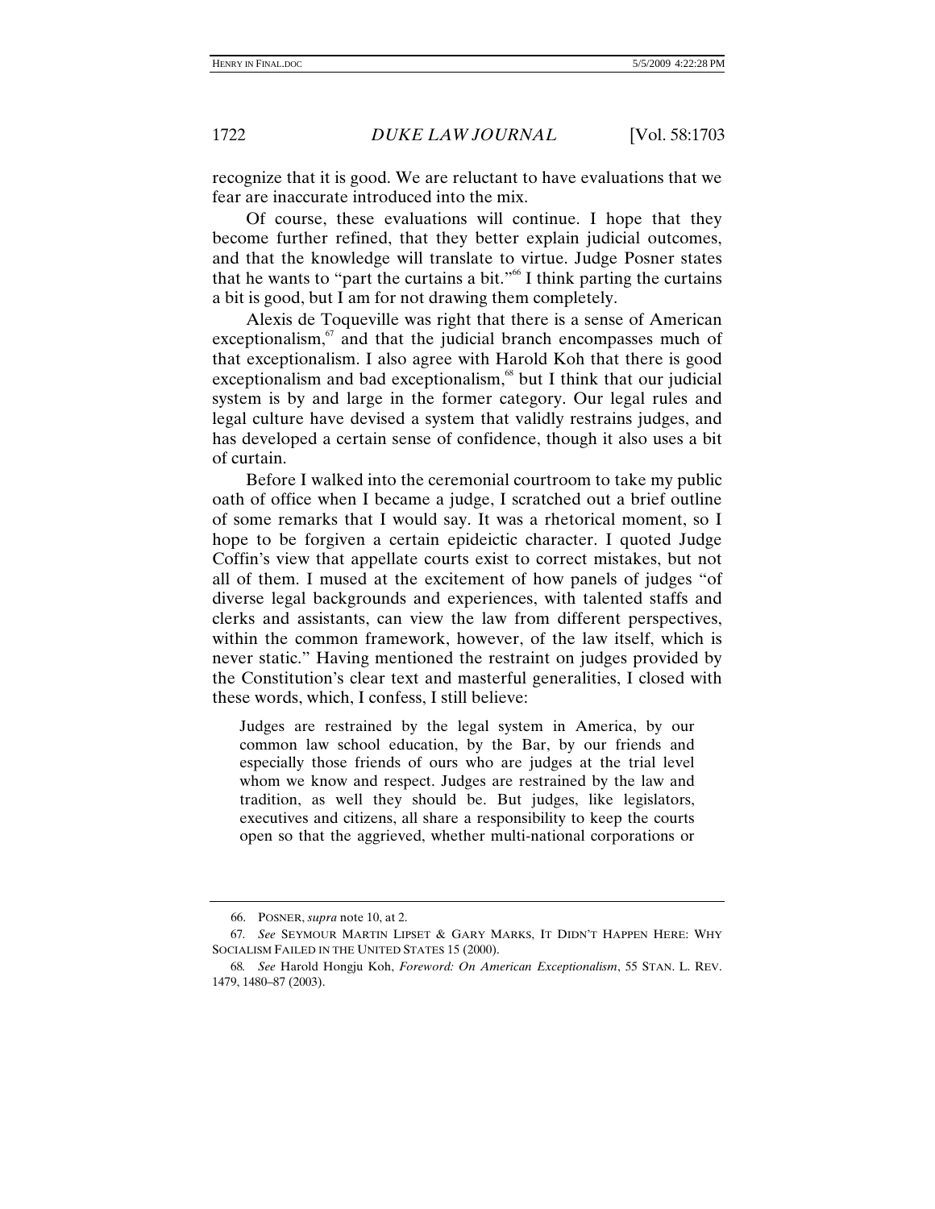recognize that it is good. We are reluctant to have evaluations that we fear are inaccurate introduced into the mix.

Of course, these evaluations will continue. I hope that they become further refined, that they better explain judicial outcomes, and that the knowledge will translate to virtue. Judge Posner states that he wants to "part the curtains a bit."[66] I think parting the curtains a bit is good, but I am for not drawing them completely.

Alexis de Toqueville was right that there is a sense of American exceptionalism,[67] and that the judicial branch encompasses much of that exceptionalism. I also agree with Harold Koh that there is good exceptionalism and bad exceptionalism,[68] but I think that our judicial system is by and large in the former category. Our legal rules and legal culture have devised a system that validly restrains judges, and has developed a certain sense of confidence, though it also uses a bit of curtain.

Before I walked into the ceremonial courtroom to take my public oath of office when I became a judge, I scratched out a brief outline of some remarks that I would say. It was a rhetorical moment, so I hope to be forgiven a certain epideictic character. I quoted Judge Coffin's view that appellate courts exist to correct mistakes, but not all of them. I mused at the excitement of how panels of judges "of diverse legal backgrounds and experiences, with talented staffs and clerks and assistants, can view the law from different perspectives, within the common framework, however, of the law itself, which is never static." Having mentioned the restraint on judges provided by the Constitution's clear text and masterful generalities, I closed with these words, which, I confess, I still believe:

> Judges are restrained by the legal system in America, by our common law school education, by the Bar, by our friends and especially those friends of ours who are judges at the trial level whom we know and respect. Judges are restrained by the law and tradition, as well they should be. But judges, like legislators, executives and citizens, all share a responsibility to keep the courts open so that the aggrieved, whether multi-national corporations or

---

66. POSNER, *supra* note 10, at 2.

67. *See* SEYMOUR MARTIN LIPSET & GARY MARKS, IT DIDN'T HAPPEN HERE: WHY SOCIALISM FAILED IN THE UNITED STATES 15 (2000).

68. *See* Harold Hongju Koh, *Foreword: On American Exceptionalism*, 55 STAN. L. REV. 1479, 1480–87 (2003).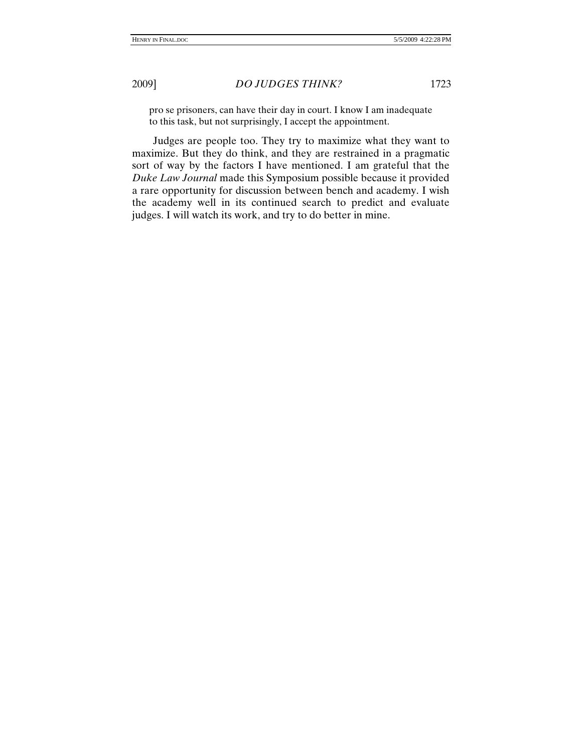pro se prisoners, can have their day in court. I know I am inadequate to this task, but not surprisingly, I accept the appointment.

Judges are people too. They try to maximize what they want to maximize. But they do think, and they are restrained in a pragmatic sort of way by the factors I have mentioned. I am grateful that the *Duke Law Journal* made this Symposium possible because it provided a rare opportunity for discussion between bench and academy. I wish the academy well in its continued search to predict and evaluate judges. I will watch its work, and try to do better in mine.